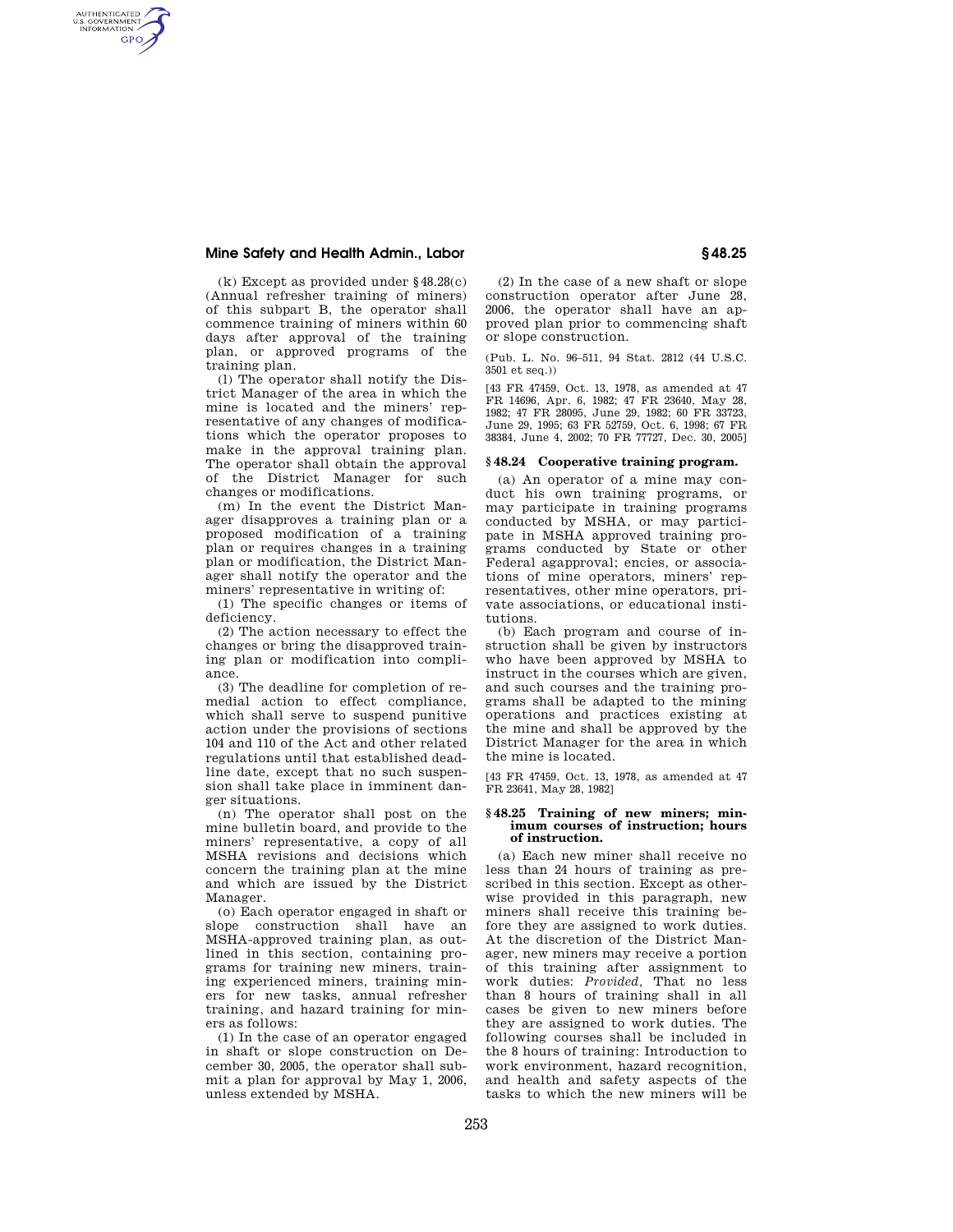(k) Except as provided under §48.28(c) (Annual refresher training of miners) of this subpart B, the operator shall commence training of miners within 60 days after approval of the training plan, or approved programs of the training plan.

(l) The operator shall notify the District Manager of the area in which the mine is located and the miners' representative of any changes of modifications which the operator proposes to make in the approval training plan. The operator shall obtain the approval of the District Manager for such changes or modifications.

(m) In the event the District Manager disapproves a training plan or a proposed modification of a training plan or requires changes in a training plan or modification, the District Manager shall notify the operator and the miners' representative in writing of:

(1) The specific changes or items of deficiency.

(2) The action necessary to effect the changes or bring the disapproved training plan or modification into compliance.

(3) The deadline for completion of remedial action to effect compliance, which shall serve to suspend punitive action under the provisions of sections 104 and 110 of the Act and other related regulations until that established deadline date, except that no such suspension shall take place in imminent danger situations.

(n) The operator shall post on the mine bulletin board, and provide to the miners' representative, a copy of all MSHA revisions and decisions which concern the training plan at the mine and which are issued by the District Manager.

(o) Each operator engaged in shaft or slope construction shall have an MSHA-approved training plan, as outlined in this section, containing programs for training new miners, training experienced miners, training miners for new tasks, annual refresher training, and hazard training for miners as follows:

(1) In the case of an operator engaged in shaft or slope construction on December 30, 2005, the operator shall submit a plan for approval by May 1, 2006, unless extended by MSHA.

(2) In the case of a new shaft or slope construction operator after June 28, 2006, the operator shall have an approved plan prior to commencing shaft or slope construction.

(Pub. L. No. 96–511, 94 Stat. 2812 (44 U.S.C. 3501 et seq.))

[43 FR 47459, Oct. 13, 1978, as amended at 47 FR 14696, Apr. 6, 1982; 47 FR 23640, May 28, 1982; 47 FR 28095, June 29, 1982; 60 FR 33723, June 29, 1995; 63 FR 52759, Oct. 6, 1998; 67 FR 38384, June 4, 2002; 70 FR 77727, Dec. 30, 2005]

## §48.24 Cooperative training program.

(a) An operator of a mine may conduct his own training programs, or may participate in training programs conducted by MSHA, or may participate in MSHA approved training programs conducted by State or other Federal agapproval; encies, or associations of mine operators, miners' representatives, other mine operators, private associations, or educational institutions.

(b) Each program and course of instruction shall be given by instructors who have been approved by MSHA to instruct in the courses which are given, and such courses and the training programs shall be adapted to the mining operations and practices existing at the mine and shall be approved by the District Manager for the area in which the mine is located.

[43 FR 47459, Oct. 13, 1978, as amended at 47 FR 23641, May 28, 1982]

## §48.25 Training of new miners; minimum courses of instruction; hours of instruction.

(a) Each new miner shall receive no less than 24 hours of training as prescribed in this section. Except as otherwise provided in this paragraph, new miners shall receive this training before they are assigned to work duties. At the discretion of the District Manager, new miners may receive a portion of this training after assignment to work duties: *Provided,* That no less than 8 hours of training shall in all cases be given to new miners before they are assigned to work duties. The following courses shall be included in the 8 hours of training: Introduction to work environment, hazard recognition, and health and safety aspects of the tasks to which the new miners will be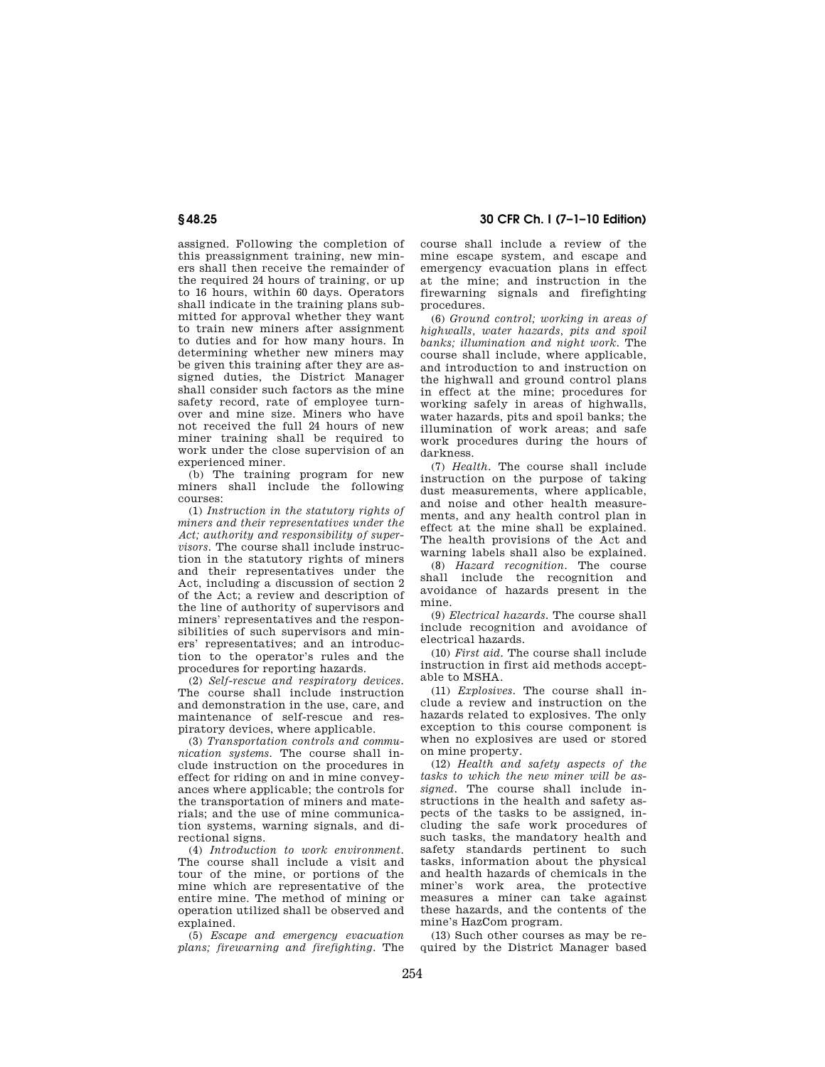assigned. Following the completion of this preassignment training, new miners shall then receive the remainder of the required 24 hours of training, or up to 16 hours, within 60 days. Operators shall indicate in the training plans submitted for approval whether they want to train new miners after assignment to duties and for how many hours. In determining whether new miners may be given this training after they are assigned duties, the District Manager shall consider such factors as the mine safety record, rate of employee turnover and mine size. Miners who have not received the full 24 hours of new miner training shall be required to work under the close supervision of an experienced miner.

(b) The training program for new miners shall include the following courses:

(1) *Instruction in the statutory rights of miners and their representatives under the Act; authority and responsibility of supervisors.* The course shall include instruction in the statutory rights of miners and their representatives under the Act, including a discussion of section 2 of the Act; a review and description of the line of authority of supervisors and miners' representatives and the responsibilities of such supervisors and miners' representatives; and an introduction to the operator's rules and the procedures for reporting hazards.

(2) *Self-rescue and respiratory devices.* The course shall include instruction and demonstration in the use, care, and maintenance of self-rescue and respiratory devices, where applicable.

(3) *Transportation controls and communication systems.* The course shall include instruction on the procedures in effect for riding on and in mine conveyances where applicable; the controls for the transportation of miners and materials; and the use of mine communication systems, warning signals, and directional signs.

(4) *Introduction to work environment.* The course shall include a visit and tour of the mine, or portions of the mine which are representative of the entire mine. The method of mining or operation utilized shall be observed and explained.

(5) *Escape and emergency evacuation plans; firewarning and firefighting.* The course shall include a review of the mine escape system, and escape and emergency evacuation plans in effect at the mine; and instruction in the firewarning signals and firefighting procedures.

(6) *Ground control; working in areas of highwalls, water hazards, pits and spoil banks; illumination and night work.* The course shall include, where applicable, and introduction to and instruction on the highwall and ground control plans in effect at the mine; procedures for working safely in areas of highwalls, water hazards, pits and spoil banks; the illumination of work areas; and safe work procedures during the hours of darkness.

(7) *Health.* The course shall include instruction on the purpose of taking dust measurements, where applicable, and noise and other health measurements, and any health control plan in effect at the mine shall be explained. The health provisions of the Act and warning labels shall also be explained.

(8) *Hazard recognition.* The course shall include the recognition and avoidance of hazards present in the mine.

(9) *Electrical hazards.* The course shall include recognition and avoidance of electrical hazards.

(10) *First aid.* The course shall include instruction in first aid methods acceptable to MSHA.

(11) *Explosives.* The course shall include a review and instruction on the hazards related to explosives. The only exception to this course component is when no explosives are used or stored on mine property.

(12) *Health and safety aspects of the tasks to which the new miner will be assigned.* The course shall include instructions in the health and safety aspects of the tasks to be assigned, including the safe work procedures of such tasks, the mandatory health and safety standards pertinent to such tasks, information about the physical and health hazards of chemicals in the miner's work area, the protective measures a miner can take against these hazards, and the contents of the mine's HazCom program.

(13) Such other courses as may be required by the District Manager based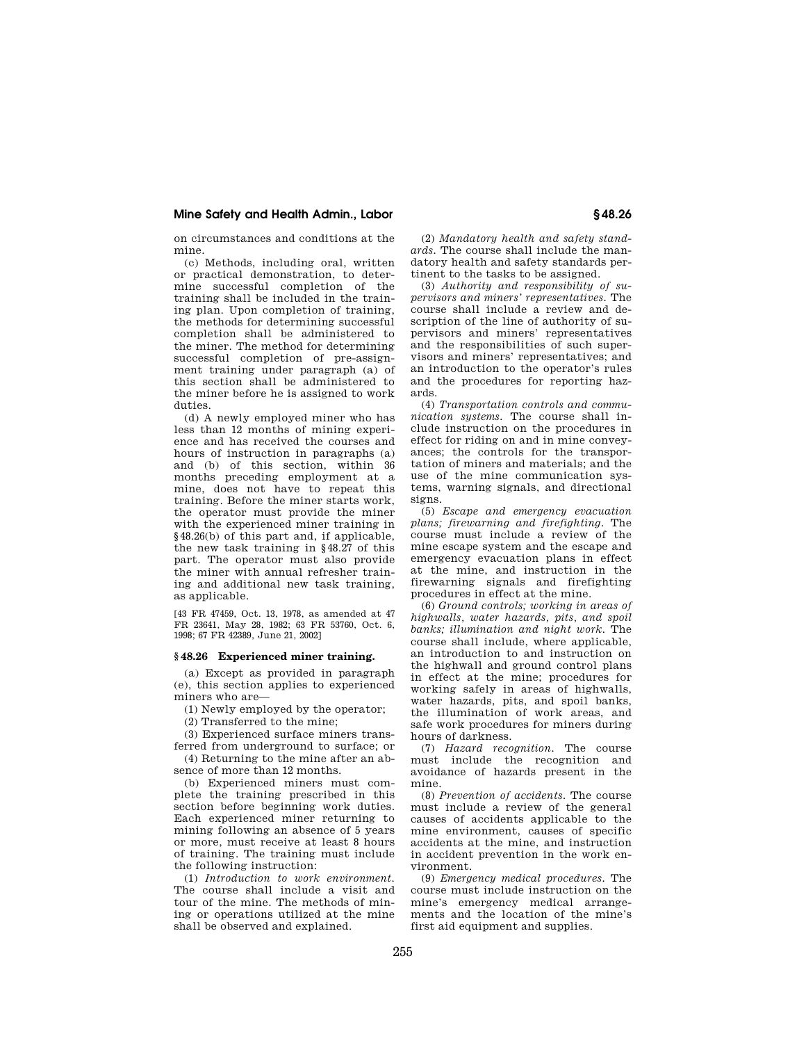on circumstances and conditions at the mine.

(c) Methods, including oral, written or practical demonstration, to determine successful completion of the training shall be included in the training plan. Upon completion of training, the methods for determining successful completion shall be administered to the miner. The method for determining successful completion of pre-assignment training under paragraph (a) of this section shall be administered to the miner before he is assigned to work duties.

(d) A newly employed miner who has less than 12 months of mining experience and has received the courses and hours of instruction in paragraphs (a) and (b) of this section, within 36 months preceding employment at a mine, does not have to repeat this training. Before the miner starts work, the operator must provide the miner with the experienced miner training in §48.26(b) of this part and, if applicable, the new task training in §48.27 of this part. The operator must also provide the miner with annual refresher training and additional new task training, as applicable.

[43 FR 47459, Oct. 13, 1978, as amended at 47 FR 23641, May 28, 1982; 63 FR 53760, Oct. 6, 1998; 67 FR 42389, June 21, 2002]

### § 48.26 Experienced miner training.

(a) Except as provided in paragraph (e), this section applies to experienced miners who are—

(1) Newly employed by the operator;

(2) Transferred to the mine;

(3) Experienced surface miners transferred from underground to surface; or

(4) Returning to the mine after an absence of more than 12 months.

(b) Experienced miners must complete the training prescribed in this section before beginning work duties. Each experienced miner returning to mining following an absence of 5 years or more, must receive at least 8 hours of training. The training must include the following instruction:

(1) *Introduction to work environment.* The course shall include a visit and tour of the mine. The methods of mining or operations utilized at the mine shall be observed and explained.

(2) *Mandatory health and safety standards.* The course shall include the mandatory health and safety standards pertinent to the tasks to be assigned.

(3) *Authority and responsibility of supervisors and miners' representatives.* The course shall include a review and description of the line of authority of supervisors and miners' representatives and the responsibilities of such supervisors and miners' representatives; and an introduction to the operator's rules and the procedures for reporting hazards.

(4) *Transportation controls and communication systems.* The course shall include instruction on the procedures in effect for riding on and in mine conveyances; the controls for the transportation of miners and materials; and the use of the mine communication systems, warning signals, and directional signs.

(5) *Escape and emergency evacuation plans; firewarning and firefighting.* The course must include a review of the mine escape system and the escape and emergency evacuation plans in effect at the mine, and instruction in the firewarning signals and firefighting procedures in effect at the mine.

(6) *Ground controls; working in areas of highwalls, water hazards, pits, and spoil banks; illumination and night work.* The course shall include, where applicable, an introduction to and instruction on the highwall and ground control plans in effect at the mine; procedures for working safely in areas of highwalls, water hazards, pits, and spoil banks, the illumination of work areas, and safe work procedures for miners during hours of darkness.

(7) *Hazard recognition.* The course must include the recognition and avoidance of hazards present in the mine.

(8) *Prevention of accidents.* The course must include a review of the general causes of accidents applicable to the mine environment, causes of specific accidents at the mine, and instruction in accident prevention in the work environment.

(9) *Emergency medical procedures.* The course must include instruction on the mine's emergency medical arrangements and the location of the mine's first aid equipment and supplies.